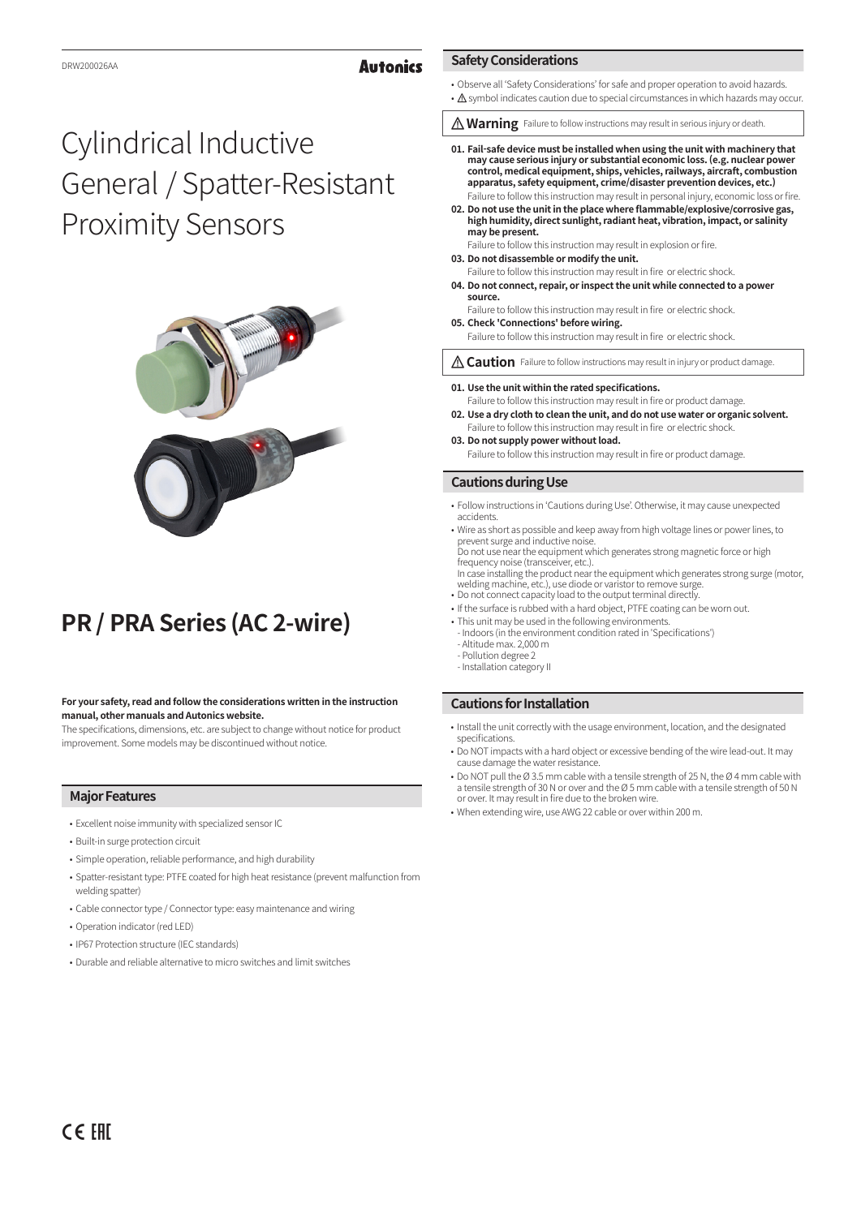DRW200026AA

Autonics

# Cylindrical Inductive General / Spatter-Resistant Proximity Sensors

# PR / PRA Series (AC 2-wire)

**For your safety, read and follow the considerations written in the instruction manual, other manuals and Autonics website.**

The specifications, dimensions, etc. are subject to change without notice for product improvement. Some models may be discontinued without notice.

## Major Features

- Excellent noise immunity with specialized sensor IC
- Built-in surge protection circuit
- Simple operation, reliable performance, and high durability
- Spatter-resistant type: PTFE coated for high heat resistance (prevent malfunction from welding spatter)
- Cable connector type / Connector type: easy maintenance and wiring
- Operation indicator (red LED)
- IP67 Protection structure (IEC standards)
- Durable and reliable alternative to micro switches and limit switches

CE EAC

## Safety Considerations

- Observe all 'Safety Considerations' for safe and proper operation to avoid hazards.
- ⚠ symbol indicates caution due to special circumstances in which hazards may occur.

**⚠ Warning** Failure to follow instructions may result in serious injury or death.

**01. Fail-safe device must be installed when using the unit with machinery that may cause serious injury or substantial economic loss. (e.g. nuclear power control, medical equipment, ships, vehicles, railways, aircraft, combustion apparatus, safety equipment, crime/disaster prevention devices, etc.)**
Failure to follow this instruction may result in personal injury, economic loss or fire.

**02. Do not use the unit in the place where flammable/explosive/corrosive gas, high humidity, direct sunlight, radiant heat, vibration, impact, or salinity may be present.**
Failure to follow this instruction may result in explosion or fire.

**03. Do not disassemble or modify the unit.**
Failure to follow this instruction may result in fire or electric shock.

**04. Do not connect, repair, or inspect the unit while connected to a power source.**
Failure to follow this instruction may result in fire or electric shock.

**05. Check 'Connections' before wiring.**
Failure to follow this instruction may result in fire or electric shock.

**⚠ Caution** Failure to follow instructions may result in injury or product damage.

**01. Use the unit within the rated specifications.**
Failure to follow this instruction may result in fire or product damage.

**02. Use a dry cloth to clean the unit, and do not use water or organic solvent.**
Failure to follow this instruction may result in fire or electric shock.

**03. Do not supply power without load.**
Failure to follow this instruction may result in fire or product damage.

## Cautions during Use

- Follow instructions in 'Cautions during Use'. Otherwise, it may cause unexpected accidents.
- Wire as short as possible and keep away from high voltage lines or power lines, to prevent surge and inductive noise.
  Do not use near the equipment which generates strong magnetic force or high frequency noise (transceiver, etc.).
  In case installing the product near the equipment which generates strong surge (motor, welding machine, etc.), use diode or varistor to remove surge.
- Do not connect capacity load to the output terminal directly.
- If the surface is rubbed with a hard object, PTFE coating can be worn out.
- This unit may be used in the following environments.
  - Indoors (in the environment condition rated in 'Specifications')
  - Altitude max. 2,000 m
  - Pollution degree 2
  - Installation category II

## Cautions for Installation

- Install the unit correctly with the usage environment, location, and the designated specifications.
- Do NOT impacts with a hard object or excessive bending of the wire lead-out. It may cause damage the water resistance.
- Do NOT pull the Ø 3.5 mm cable with a tensile strength of 25 N, the Ø 4 mm cable with a tensile strength of 30 N or over and the Ø 5 mm cable with a tensile strength of 50 N or over. It may result in fire due to the broken wire.
- When extending wire, use AWG 22 cable or over within 200 m.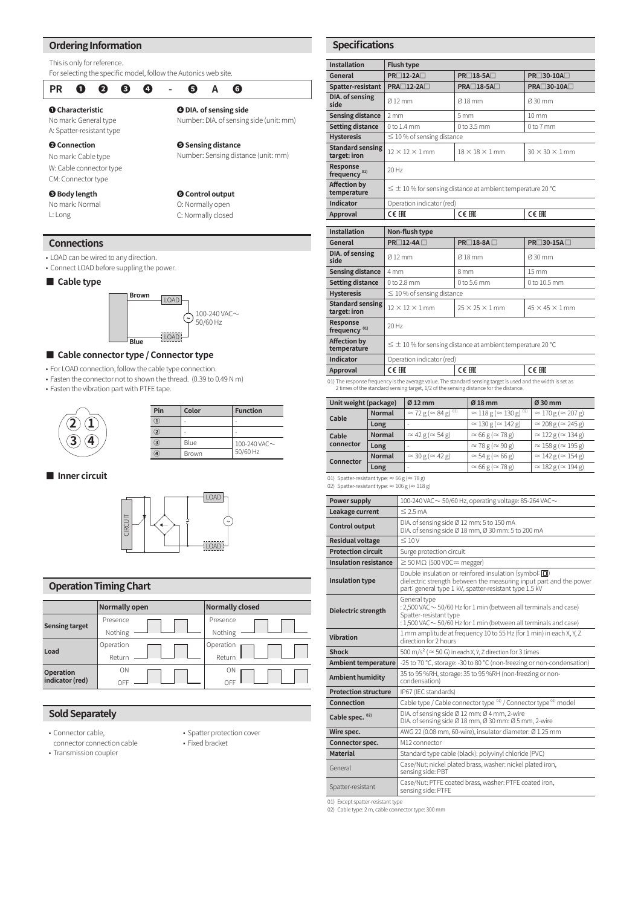## Ordering Information

This is only for reference.
For selecting the specific model, follow the Autonics web site.

PR ❶ ❷ ❸ ❹ - ❺ A ❻

**❶ Characteristic**
No mark: General type
A: Spatter-resistant type

**❷ Connection**
No mark: Cable type
W: Cable connector type
CM: Connector type

**❸ Body length**
No mark: Normal
L: Long

**❹ DIA. of sensing side**
Number: DIA. of sensing side (unit: mm)

**❺ Sensing distance**
Number: Sensing distance (unit: mm)

**❻ Control output**
O: Normally open
C: Normally closed

## Connections

- LOAD can be wired to any direction.
- Connect LOAD before suppling the power.

### ■ Cable type

Brown — LOAD — 100-240 VAC∼ 50/60 Hz — LOAD — Blue

### ■ Cable connector type / Connector type

- For LOAD connection, follow the cable type connection.
- Fasten the connector not to shown the thread. (0.39 to 0.49 N m)
- Fasten the vibration part with PTFE tape.

| Pin | Color | Function |
|---|---|---|
| ① | - | - |
| ② | - | - |
| ③ | Blue | 100-240 VAC∼ 50/60 Hz |
| ④ | Brown | |

### ■ Inner circuit

## Operation Timing Chart

| | Normally open | Normally closed |
|---|---|---|
| Sensing target | Presence / Nothing | Presence / Nothing |
| Load | Operation / Return | Operation / Return |
| Operation indicator (red) | ON / OFF | ON / OFF |

## Sold Separately

- Connector cable, connector connection cable
- Transmission coupler
- Spatter protection cover
- Fixed bracket

## Specifications

| Installation | Flush type | | |
|---|---|---|---|
| General | PR□12-2A□ | PR□18-5A□ | PR□30-10A□ |
| Spatter-resistant | PRA□12-2A□ | PRA□18-5A□ | PRA□30-10A□ |
| DIA. of sensing side | Ø 12 mm | Ø 18 mm | Ø 30 mm |
| Sensing distance | 2 mm | 5 mm | 10 mm |
| Setting distance | 0 to 1.4 mm | 0 to 3.5 mm | 0 to 7 mm |
| Hysteresis | ≤ 10 % of sensing distance | | |
| Standard sensing target: iron | 12 × 12 × 1 mm | 18 × 18 × 1 mm | 30 × 30 × 1 mm |
| Response frequency [01] | 20 Hz | | |
| Affection by temperature | ≤ ± 10 % for sensing distance at ambient temperature 20 °C | | |
| Indicator | Operation indicator (red) | | |
| Approval | CE EAC | CE EAC | CE EAC |

| Installation | Non-flush type | | |
|---|---|---|---|
| General | PR□12-4A□ | PR□18-8A□ | PR□30-15A□ |
| DIA. of sensing side | Ø 12 mm | Ø 18 mm | Ø 30 mm |
| Sensing distance | 4 mm | 8 mm | 15 mm |
| Setting distance | 0 to 2.8 mm | 0 to 5.6 mm | 0 to 10.5 mm |
| Hysteresis | ≤ 10 % of sensing distance | | |
| Standard sensing target: iron | 12 × 12 × 1 mm | 25 × 25 × 1 mm | 45 × 45 × 1 mm |
| Response frequency [01] | 20 Hz | | |
| Affection by temperature | ≤ ± 10 % for sensing distance at ambient temperature 20 °C | | |
| Indicator | Operation indicator (red) | | |
| Approval | CE EAC | CE EAC | CE EAC |

01) The response frequency is the average value. The standard sensing target is used and the width is set as 2 times of the standard sensing target, 1/2 of the sensing distance for the distance.

| Unit weight (package) | | Ø 12 mm | Ø 18 mm | Ø 30 mm |
|---|---|---|---|---|
| Cable | Normal | ≈ 72 g (≈ 84 g) [01] | ≈ 118 g (≈ 130 g) [02] | ≈ 170 g (≈ 207 g) |
| | Long | - | ≈ 130 g (≈ 142 g) | ≈ 208 g (≈ 245 g) |
| Cable connector | Normal | ≈ 42 g (≈ 54 g) | ≈ 66 g (≈ 78 g) | ≈ 122 g (≈ 134 g) |
| | Long | - | ≈ 78 g (≈ 90 g) | ≈ 158 g (≈ 195 g) |
| Connector | Normal | ≈ 30 g (≈ 42 g) | ≈ 54 g (≈ 66 g) | ≈ 142 g (≈ 154 g) |
| | Long | - | ≈ 66 g (≈ 78 g) | ≈ 182 g (≈ 194 g) |

01) Spatter-resistant type: ≈ 66 g (≈ 78 g)
02) Spatter-resistant type: ≈ 106 g (≈ 118 g)

| | |
|---|---|
| Power supply | 100-240 VAC∼ 50/60 Hz, operating voltage: 85-264 VAC∼ |
| Leakage current | ≤ 2.5 mA |
| Control output | DIA. of sensing side Ø 12 mm: 5 to 150 mA<br>DIA. of sensing side Ø 18 mm, Ø 30 mm: 5 to 200 mA |
| Residual voltage | ≤ 10 V |
| Protection circuit | Surge protection circuit |
| Insulation resistance | ≥ 50 MΩ (500 VDC⎓ megger) |
| Insulation type | Double insulation or reinforced insulation (symbol: ▣)<br>dielectric strength between the measuring input part and the power part: general type 1 kV, spatter-resistant type 1.5 kV |
| Dielectric strength | General type<br>: 2,500 VAC∼ 50/60 Hz for 1 min (between all terminals and case)<br>Spatter-resistant type<br>: 1,500 VAC∼ 50/60 Hz for 1 min (between all terminals and case) |
| Vibration | 1 mm amplitude at frequency 10 to 55 Hz (for 1 min) in each X, Y, Z direction for 2 hours |
| Shock | 500 m/s² (≈ 50 G) in each X, Y, Z direction for 3 times |
| Ambient temperature | -25 to 70 °C, storage: -30 to 80 °C (non-freezing or non-condensation) |
| Ambient humidity | 35 to 95 %RH, storage: 35 to 95 %RH (non-freezing or non-condensation) |
| Protection structure | IP67 (IEC standards) |
| Connection | Cable type / Cable connector type [01] / Connector type [01] model |
| Cable spec. [02] | DIA. of sensing side Ø 12 mm: Ø 4 mm, 2-wire<br>DIA. of sensing side Ø 18 mm, Ø 30 mm: Ø 5 mm, 2-wire |
| Wire spec. | AWG 22 (0.08 mm, 60-wire), insulator diameter: Ø 1.25 mm |
| Connector spec. | M12 connector |
| Material | Standard type cable (black): polyvinyl chloride (PVC) |
| General | Case/Nut: nickel plated brass, washer: nickel plated iron, sensing side: PBT |
| Spatter-resistant | Case/Nut: PTFE coated brass, washer: PTFE coated iron, sensing side: PTFE |

01) Except spatter-resistant type
02) Cable type: 2 m, cable connector type: 300 mm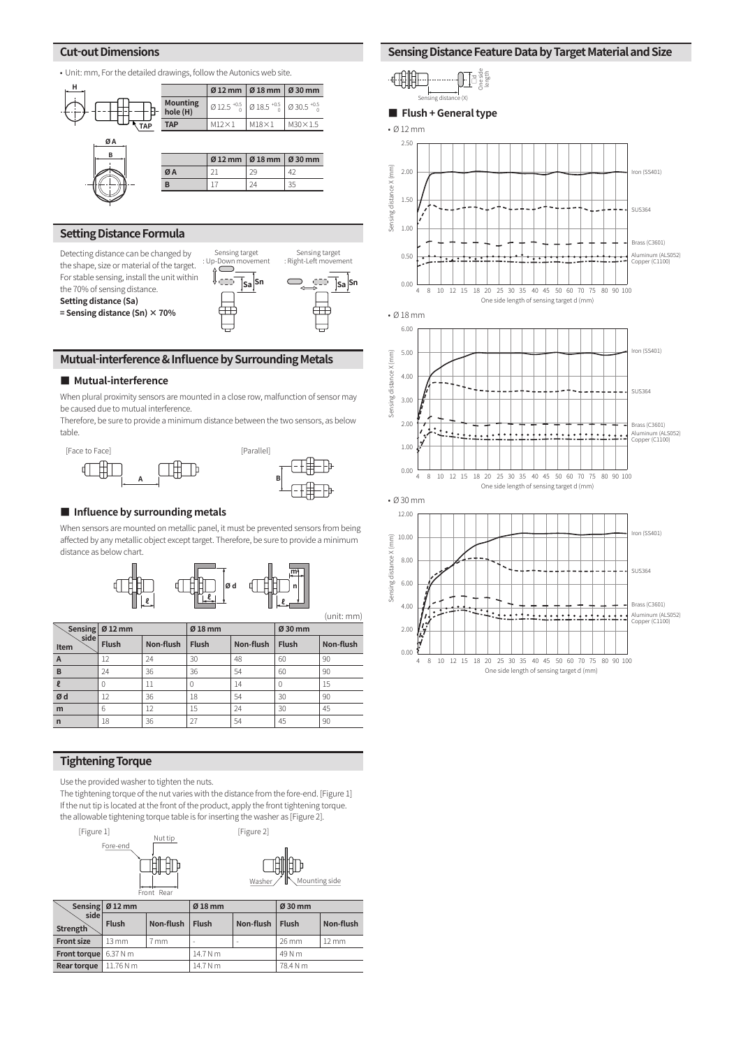## Cut-out Dimensions

- Unit: mm, For the detailed drawings, follow the Autonics web site.

| | Ø 12 mm | Ø 18 mm | Ø 30 mm |
|---|---|---|---|
| Mounting hole (H) | $Ø 12.5^{+0.5}_{0}$ | $Ø 18.5^{+0.5}_{0}$ | $Ø 30.5^{+0.5}_{0}$ |
| TAP | M12×1 | M18×1 | M30×1.5 |

| | Ø 12 mm | Ø 18 mm | Ø 30 mm |
|---|---|---|---|
| Ø A | 21 | 29 | 42 |
| B | 17 | 24 | 35 |

## Setting Distance Formula

Detecting distance can be changed by the shape, size or material of the target. For stable sensing, install the unit within the 70% of sensing distance.

**Setting distance (Sa)**
**= Sensing distance (Sn) × 70%**

Sensing target : Up-Down movement

Sensing target : Right-Left movement

## Mutual-interference & Influence by Surrounding Metals

### ■ Mutual-interference

When plural proximity sensors are mounted in a close row, malfunction of sensor may be caused due to mutual interference.
Therefore, be sure to provide a minimum distance between the two sensors, as below table.

[Face to Face] [Parallel]

### ■ Influence by surrounding metals

When sensors are mounted on metallic panel, it must be prevented sensors from being affected by any metallic object except target. Therefore, be sure to provide a minimum distance as below chart.

(unit: mm)

| Sensing side / Item | Ø 12 mm Flush | Ø 12 mm Non-flush | Ø 18 mm Flush | Ø 18 mm Non-flush | Ø 30 mm Flush | Ø 30 mm Non-flush |
|---|---|---|---|---|---|---|
| A | 12 | 24 | 30 | 48 | 60 | 90 |
| B | 24 | 36 | 36 | 54 | 60 | 90 |
| ℓ | 0 | 11 | 0 | 14 | 0 | 15 |
| Ø d | 12 | 36 | 18 | 54 | 30 | 90 |
| m | 6 | 12 | 15 | 24 | 30 | 45 |
| n | 18 | 36 | 27 | 54 | 45 | 90 |

## Tightening Torque

Use the provided washer to tighten the nuts.
The tightening torque of the nut varies with the distance from the fore-end. [Figure 1]
If the nut tip is located at the front of the product, apply the front tightening torque.
the allowable tightening torque table is for inserting the washer as [Figure 2].

[Figure 1] Fore-end, Nut tip, Front, Rear

[Figure 2] Washer, Mounting side

| Sensing side / Strength | Ø 12 mm Flush | Ø 12 mm Non-flush | Ø 18 mm Flush | Ø 18 mm Non-flush | Ø 30 mm Flush | Ø 30 mm Non-flush |
|---|---|---|---|---|---|---|
| Front size | 13 mm | 7 mm | - | - | 26 mm | 12 mm |
| Front torque | 6.37 N m | | 14.7 N m | | 49 N m | |
| Rear torque | 11.76 N m | | 14.7 N m | | 78.4 N m | |

## Sensing Distance Feature Data by Target Material and Size

Sensing distance (X), □d One side length

### ■ Flush + General type

- Ø 12 mm
- Ø 18 mm
- Ø 30 mm

Sensing distance X (mm) vs. One side length of sensing target d (mm): Iron (SS401), SUS364, Brass (C3601), Aluminum (ALS052), Copper (C1100)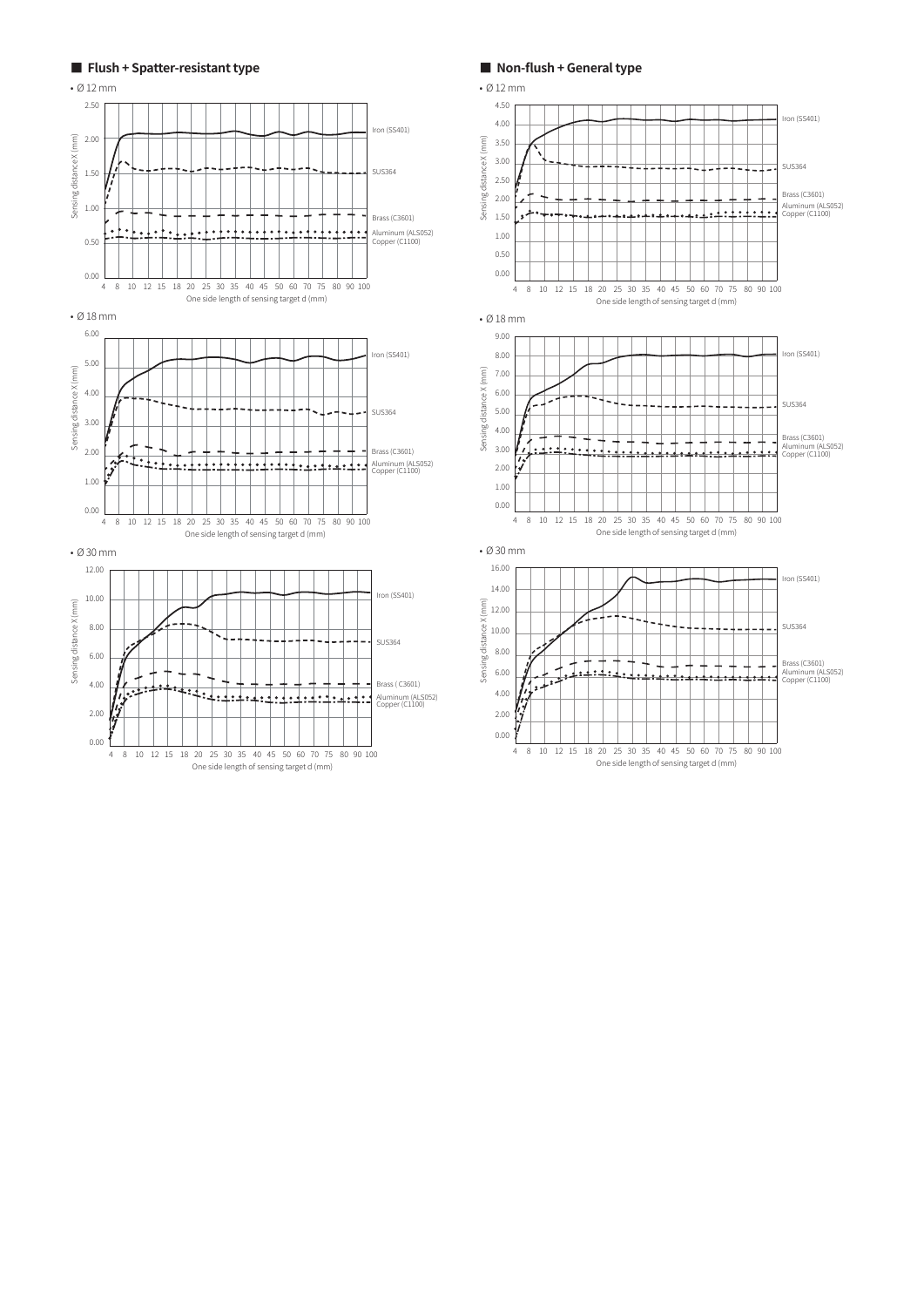## Flush + Spatter-resistant type

• Ø 12 mm

Sensing distance X (mm)

2.50
2.00
1.50
1.00
0.50
0.00

4 8 10 12 15 18 20 25 30 35 40 45 50 60 70 75 80 90 100

One side length of sensing target d (mm)

Iron (SS401)
SUS364
Brass (C3601)
Aluminum (ALS052)
Copper (C1100)

• Ø 18 mm

Sensing distance X (mm)

6.00
5.00
4.00
3.00
2.00
1.00
0.00

4 8 10 12 15 18 20 25 30 35 40 45 50 60 70 75 80 90 100

One side length of sensing target d (mm)

Iron (SS401)
SUS364
Brass (C3601)
Aluminum (ALS052)
Copper (C1100)

• Ø 30 mm

Sensing distance X (mm)

12.00
10.00
8.00
6.00
4.00
2.00
0.00

4 8 10 12 15 18 20 25 30 35 40 45 50 60 70 75 80 90 100

One side length of sensing target d (mm)

Iron (SS401)
SUS364
Brass ( C3601)
Aluminum (ALS052)
Copper (C1100)

## Non-flush + General type

• Ø 12 mm

Sensing distance X (mm)

4.50
4.00
3.50
3.00
2.50
2.00
1.50
1.00
0.50
0.00

4 8 10 12 15 18 20 25 30 35 40 45 50 60 70 75 80 90 100

One side length of sensing target d (mm)

Iron (SS401)
SUS364
Brass (C3601)
Aluminum (ALS052)
Copper (C1100)

• Ø 18 mm

Sensing distance X (mm)

9.00
8.00
7.00
6.00
5.00
4.00
3.00
2.00
1.00
0.00

4 8 10 12 15 18 20 25 30 35 40 45 50 60 70 75 80 90 100

One side length of sensing target d (mm)

Iron (SS401)
SUS364
Brass (C3601)
Aluminum (ALS052)
Copper (C1100)

• Ø 30 mm

Sensing distance X (mm)

16.00
14.00
12.00
10.00
8.00
6.00
4.00
2.00
0.00

4 8 10 12 15 18 20 25 30 35 40 45 50 60 70 75 80 90 100

One side length of sensing target d (mm)

Iron (SS401)
SUS364
Brass (C3601)
Aluminum (ALS052)
Copper (C1100)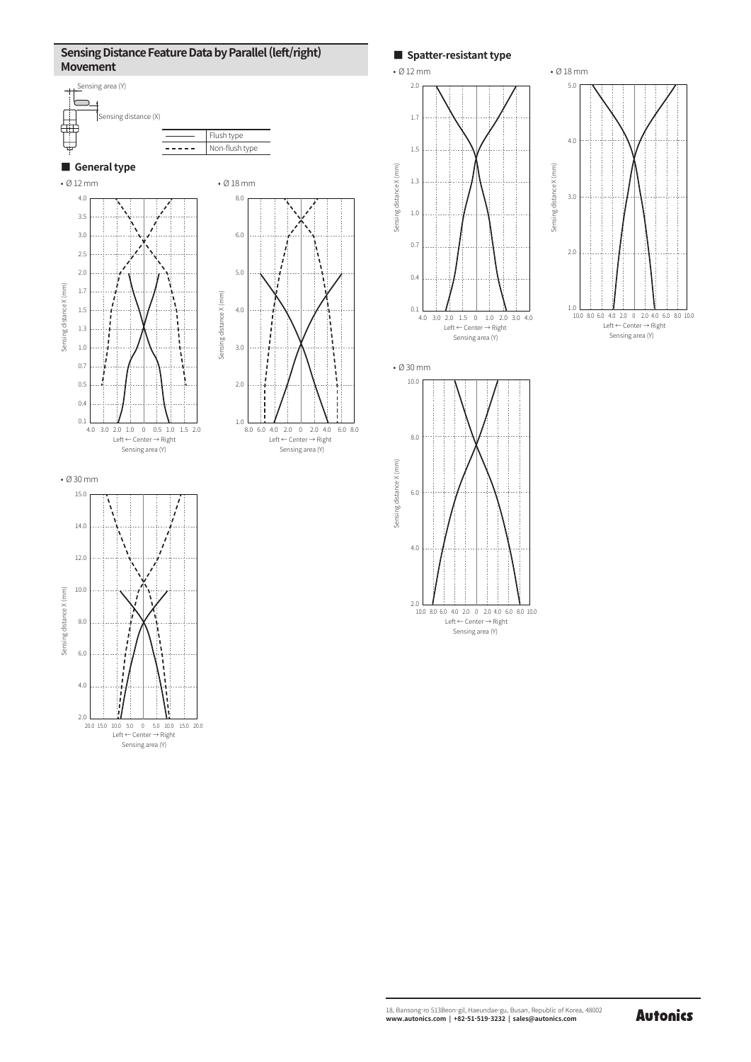## Sensing Distance Feature Data by Parallel (left/right) Movement

Sensing area (Y)

Sensing distance (X)

| | |
|---|---|
| ———— | Flush type |
| - - - - - | Non-flush type |

### ■ General type

• Ø 12 mm

4.0
3.5
3.0
2.5
2.0
1.7
1.5
1.3
1.0
0.7
0.5
0.4
0.1

Sensing distance X (mm)

4.0 3.0 2.0 1.0 0 0.5 1.0 1.5 2.0

Left ← Center → Right

Sensing area (Y)

• Ø 18 mm

8.0
6.0
5.0
4.0
3.0
2.0
1.0

Sensing distance X (mm)

8.0 6.0 4.0 2.0 0 2.0 4.0 6.0 8.0

Left ← Center → Right

Sensing area (Y)

• Ø 30 mm

15.0
14.0
12.0
10.0
8.0
6.0
4.0
2.0

Sensing distance X (mm)

20.0 15.0 10.0 5.0 0 5.0 10.0 15.0 20.0

Left ← Center → Right

Sensing area (Y)

### ■ Spatter-resistant type

• Ø 12 mm

2.0
1.7
1.5
1.3
1.0
0.7
0.4
0.1

Sensing distance X (mm)

4.0 3.0 2.0 1.5 0 1.0 2.0 3.0 4.0

Left ← Center → Right

Sensing area (Y)

• Ø 18 mm

5.0
4.0
3.0
2.0
1.0

Sensing distance X (mm)

10.0 8.0 6.0 4.0 2.0 0 2.0 4.0 6.0 8.0 10.0

Left ← Center → Right

Sensing area (Y)

• Ø 30 mm

10.0
8.0
6.0
4.0
2.0

Sensing distance X (mm)

10.0 8.0 6.0 4.0 2.0 0 2.0 4.0 6.0 8.0 10.0

Left ← Center → Right

Sensing area (Y)

18, Bansong-ro 513Beon-gil, Haeundae-gu, Busan, Republic of Korea, 48002
**www.autonics.com | +82-51-519-3232 | sales@autonics.com**

**Autonics**